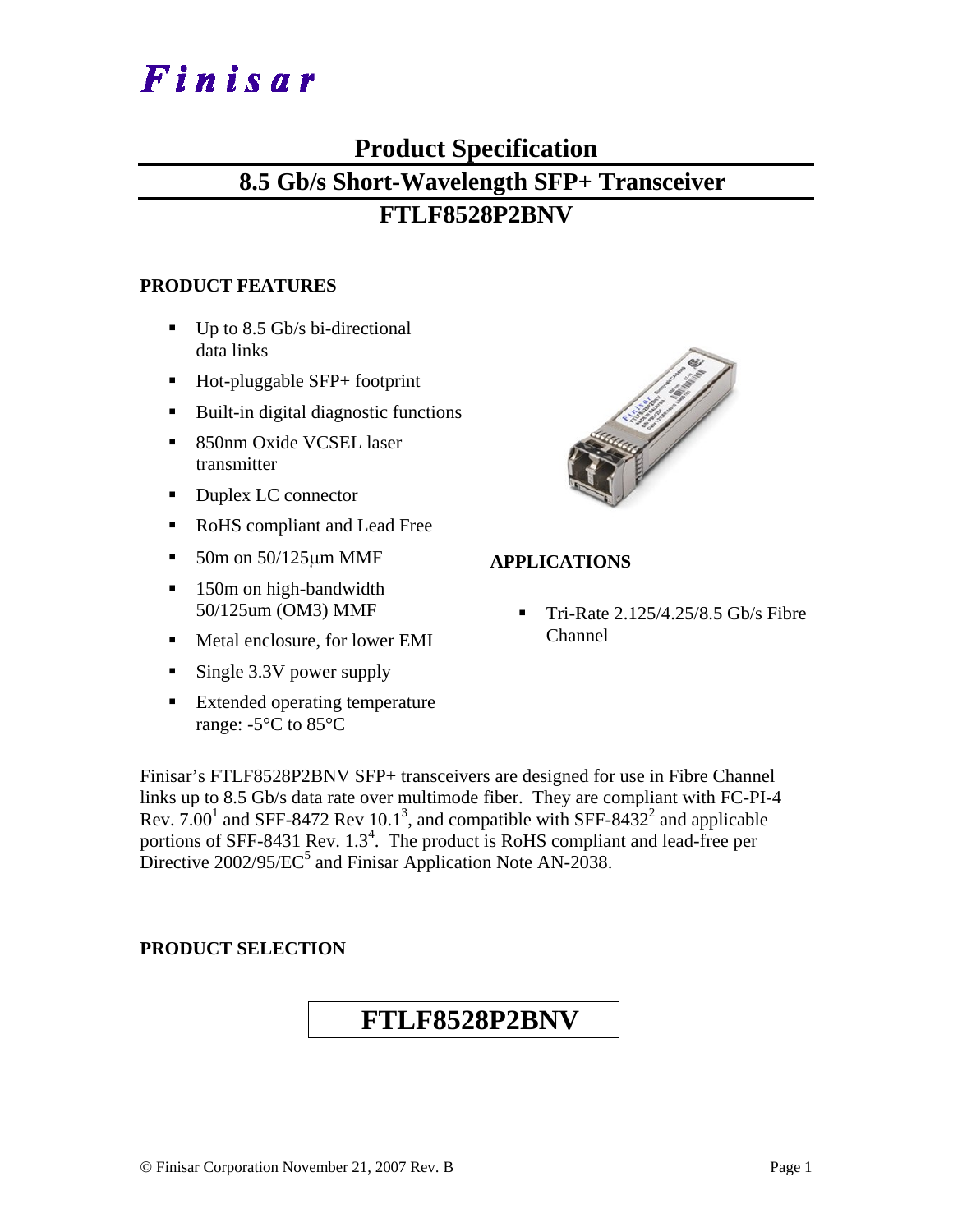# Finisar

## Product Specification

## 8.5 Gb/s Short-Wavelength SFP+ Transceiver

## FTLF8528P2BNV

### PRODUCT FEATURES

- Up to 8.5 Gb/s bi-directional data links
- Hot-pluggable SFP+ footprint
- Built-in digital diagnostic functions
- 850nm Oxide VCSEL laser transmitter
- Duplex LC connector
- RoHS compliant and Lead Free
- 50m on 50/125μm MMF
- 150m on high-bandwidth 50/125um (OM3) MMF
- Metal enclosure, for lower EMI
- Single 3.3V power supply
- Extended operating temperature range: -5°C to 85°C

### APPLICATIONS

- Tri-Rate 2.125/4.25/8.5 Gb/s Fibre Channel

Finisar's FTLF8528P2BNV SFP+ transceivers are designed for use in Fibre Channel links up to 8.5 Gb/s data rate over multimode fiber. They are compliant with FC-PI-4 Rev. 7.00[1] and SFF-8472 Rev 10.1[3], and compatible with SFF-8432[2] and applicable portions of SFF-8431 Rev. 1.3[4]. The product is RoHS compliant and lead-free per Directive 2002/95/EC[5] and Finisar Application Note AN-2038.

### PRODUCT SELECTION

| FTLF8528P2BNV |
|---|

© Finisar Corporation November 21, 2007 Rev. B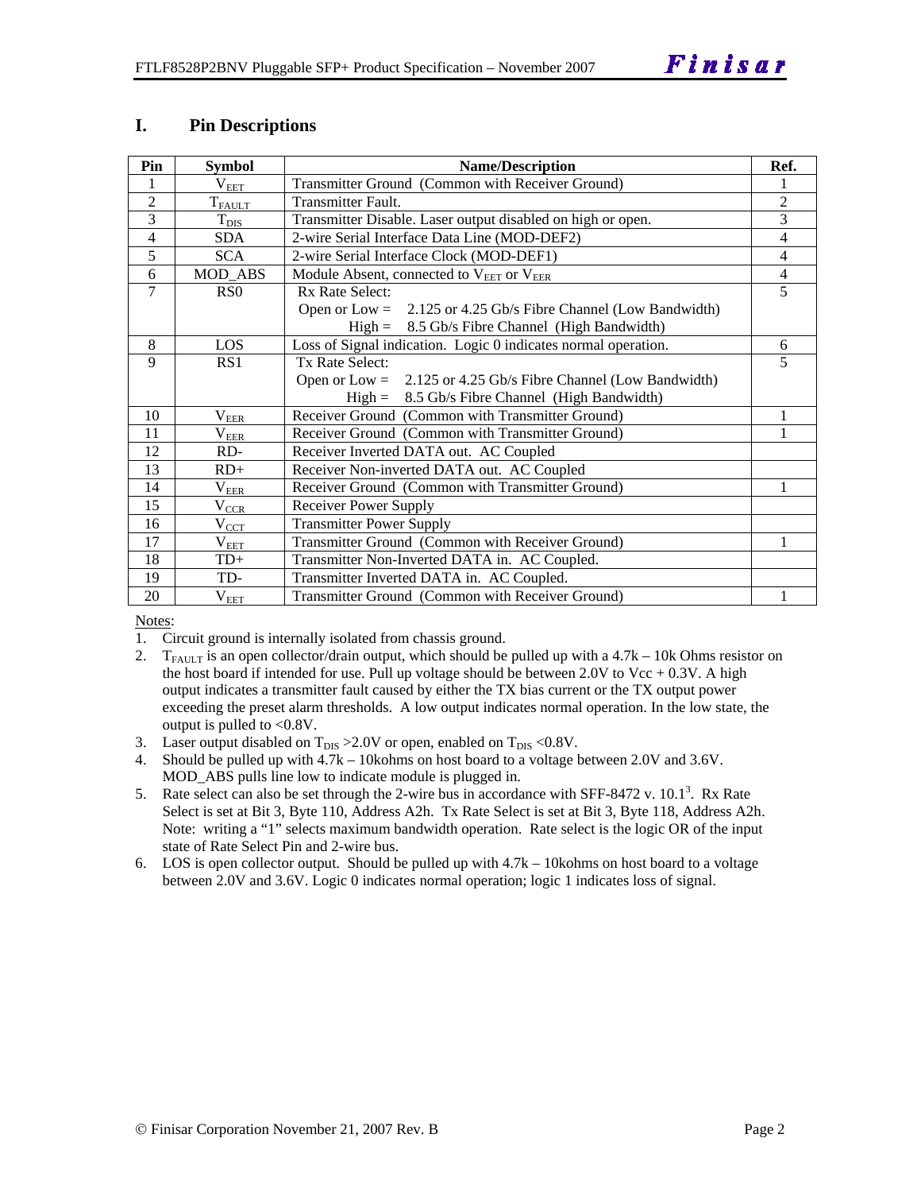## I. Pin Descriptions

| Pin | Symbol | Name/Description | Ref. |
|---|---|---|---|
| 1 | $V_{EET}$ | Transmitter Ground (Common with Receiver Ground) | 1 |
| 2 | $T_{FAULT}$ | Transmitter Fault. | 2 |
| 3 | $T_{DIS}$ | Transmitter Disable. Laser output disabled on high or open. | 3 |
| 4 | SDA | 2-wire Serial Interface Data Line (MOD-DEF2) | 4 |
| 5 | SCA | 2-wire Serial Interface Clock (MOD-DEF1) | 4 |
| 6 | MOD_ABS | Module Absent, connected to $V_{EET}$ or $V_{EER}$ | 4 |
| 7 | RS0 | Rx Rate Select:<br>Open or Low = 2.125 or 4.25 Gb/s Fibre Channel (Low Bandwidth)<br>High = 8.5 Gb/s Fibre Channel (High Bandwidth) | 5 |
| 8 | LOS | Loss of Signal indication. Logic 0 indicates normal operation. | 6 |
| 9 | RS1 | Tx Rate Select:<br>Open or Low = 2.125 or 4.25 Gb/s Fibre Channel (Low Bandwidth)<br>High = 8.5 Gb/s Fibre Channel (High Bandwidth) | 5 |
| 10 | $V_{EER}$ | Receiver Ground (Common with Transmitter Ground) | 1 |
| 11 | $V_{EER}$ | Receiver Ground (Common with Transmitter Ground) | 1 |
| 12 | RD- | Receiver Inverted DATA out. AC Coupled | |
| 13 | RD+ | Receiver Non-inverted DATA out. AC Coupled | |
| 14 | $V_{EER}$ | Receiver Ground (Common with Transmitter Ground) | 1 |
| 15 | $V_{CCR}$ | Receiver Power Supply | |
| 16 | $V_{CCT}$ | Transmitter Power Supply | |
| 17 | $V_{EET}$ | Transmitter Ground (Common with Receiver Ground) | 1 |
| 18 | TD+ | Transmitter Non-Inverted DATA in. AC Coupled. | |
| 19 | TD- | Transmitter Inverted DATA in. AC Coupled. | |
| 20 | $V_{EET}$ | Transmitter Ground (Common with Receiver Ground) | 1 |

Notes:

1. Circuit ground is internally isolated from chassis ground.
2. $T_{FAULT}$ is an open collector/drain output, which should be pulled up with a 4.7k – 10k Ohms resistor on the host board if intended for use. Pull up voltage should be between 2.0V to Vcc + 0.3V. A high output indicates a transmitter fault caused by either the TX bias current or the TX output power exceeding the preset alarm thresholds. A low output indicates normal operation. In the low state, the output is pulled to <0.8V.
3. Laser output disabled on $T_{DIS}$ >2.0V or open, enabled on $T_{DIS}$ <0.8V.
4. Should be pulled up with 4.7k – 10kohms on host board to a voltage between 2.0V and 3.6V. MOD_ABS pulls line low to indicate module is plugged in.
5. Rate select can also be set through the 2-wire bus in accordance with SFF-8472 v. 10.1[3]. Rx Rate Select is set at Bit 3, Byte 110, Address A2h. Tx Rate Select is set at Bit 3, Byte 118, Address A2h. Note: writing a "1" selects maximum bandwidth operation. Rate select is the logic OR of the input state of Rate Select Pin and 2-wire bus.
6. LOS is open collector output. Should be pulled up with 4.7k – 10kohms on host board to a voltage between 2.0V and 3.6V. Logic 0 indicates normal operation; logic 1 indicates loss of signal.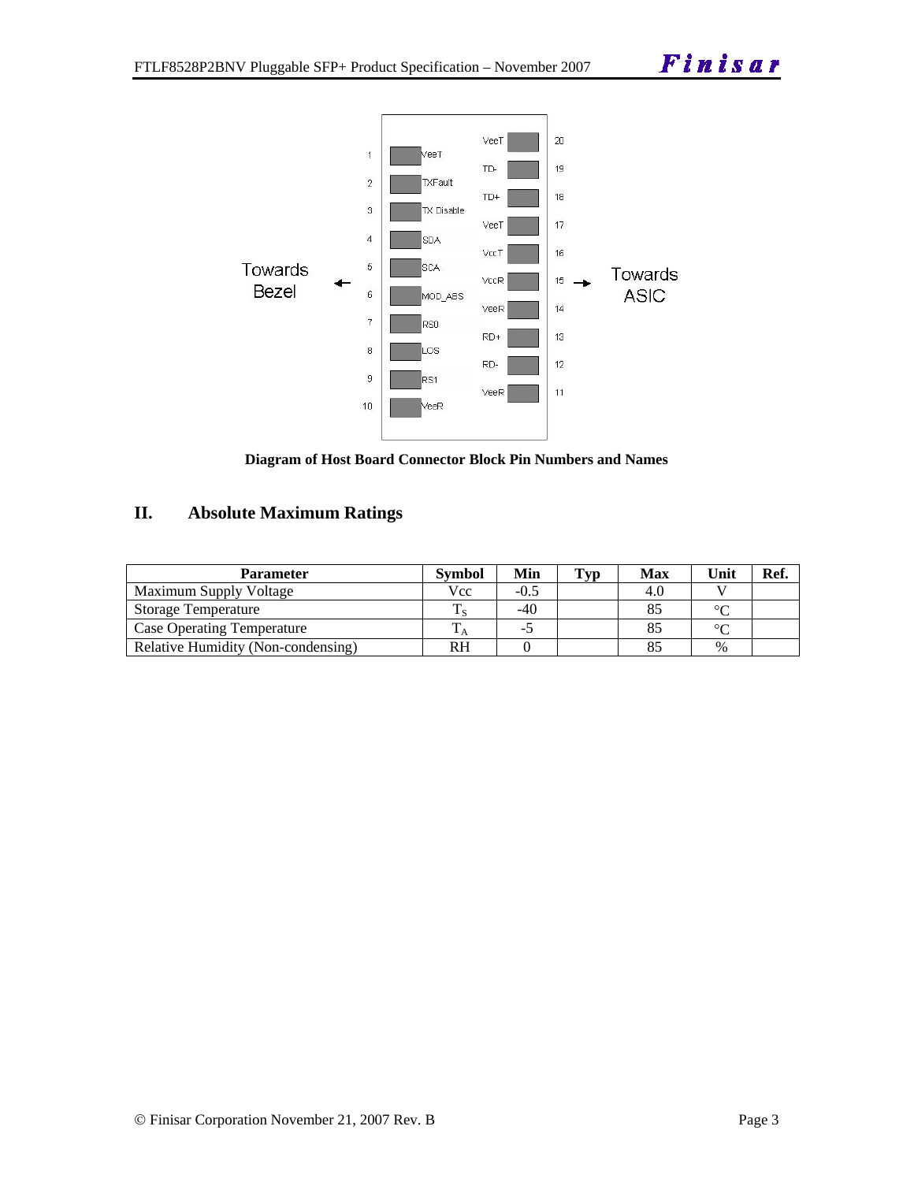Diagram of Host Board Connector Block Pin Numbers and Names

## II. Absolute Maximum Ratings

| Parameter | Symbol | Min | Typ | Max | Unit | Ref. |
|---|---|---|---|---|---|---|
| Maximum Supply Voltage | Vcc | -0.5 | | 4.0 | V | |
| Storage Temperature | $T_S$ | -40 | | 85 | °C | |
| Case Operating Temperature | $T_A$ | -5 | | 85 | °C | |
| Relative Humidity (Non-condensing) | RH | 0 | | 85 | % | |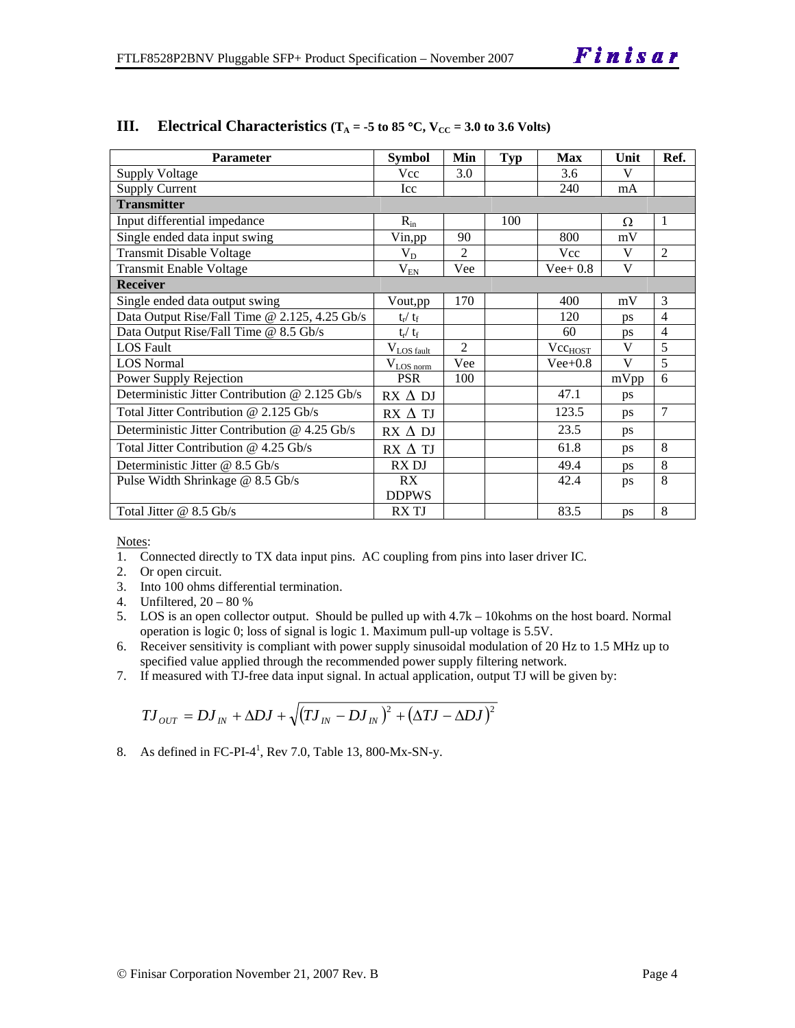## III. Electrical Characteristics ($T_A$ = -5 to 85 °C, $V_{CC}$ = 3.0 to 3.6 Volts)

| Parameter | Symbol | Min | Typ | Max | Unit | Ref. |
|---|---|---|---|---|---|---|
| Supply Voltage | Vcc | 3.0 | | 3.6 | V | |
| Supply Current | Icc | | | 240 | mA | |
| **Transmitter** | | | | | | |
| Input differential impedance | $R_{in}$ | | 100 | | Ω | 1 |
| Single ended data input swing | Vin,pp | 90 | | 800 | mV | |
| Transmit Disable Voltage | $V_D$ | 2 | | Vcc | V | 2 |
| Transmit Enable Voltage | $V_{EN}$ | Vee | | Vee+ 0.8 | V | |
| **Receiver** | | | | | | |
| Single ended data output swing | Vout,pp | 170 | | 400 | mV | 3 |
| Data Output Rise/Fall Time @ 2.125, 4.25 Gb/s | $t_r$/ $t_f$ | | | 120 | ps | 4 |
| Data Output Rise/Fall Time @ 8.5 Gb/s | $t_r$/ $t_f$ | | | 60 | ps | 4 |
| LOS Fault | $V_{LOS\ fault}$ | 2 | | $Vcc_{HOST}$ | V | 5 |
| LOS Normal | $V_{LOS\ norm}$ | Vee | | Vee+0.8 | V | 5 |
| Power Supply Rejection | PSR | 100 | | | mVpp | 6 |
| Deterministic Jitter Contribution @ 2.125 Gb/s | RX Δ DJ | | | 47.1 | ps | |
| Total Jitter Contribution @ 2.125 Gb/s | RX Δ TJ | | | 123.5 | ps | 7 |
| Deterministic Jitter Contribution @ 4.25 Gb/s | RX Δ DJ | | | 23.5 | ps | |
| Total Jitter Contribution @ 4.25 Gb/s | RX Δ TJ | | | 61.8 | ps | 8 |
| Deterministic Jitter @ 8.5 Gb/s | RX DJ | | | 49.4 | ps | 8 |
| Pulse Width Shrinkage @ 8.5 Gb/s | RX DDPWS | | | 42.4 | ps | 8 |
| Total Jitter @ 8.5 Gb/s | RX TJ | | | 83.5 | ps | 8 |

Notes:

1. Connected directly to TX data input pins. AC coupling from pins into laser driver IC.
2. Or open circuit.
3. Into 100 ohms differential termination.
4. Unfiltered, 20 – 80 %
5. LOS is an open collector output. Should be pulled up with 4.7k – 10kohms on the host board. Normal operation is logic 0; loss of signal is logic 1. Maximum pull-up voltage is 5.5V.
6. Receiver sensitivity is compliant with power supply sinusoidal modulation of 20 Hz to 1.5 MHz up to specified value applied through the recommended power supply filtering network.
7. If measured with TJ-free data input signal. In actual application, output TJ will be given by:

$$TJ_{OUT} = DJ_{IN} + \Delta DJ + \sqrt{(TJ_{IN} - DJ_{IN})^2 + (\Delta TJ - \Delta DJ)^2}$$

8. As defined in FC-PI-4[1], Rev 7.0, Table 13, 800-Mx-SN-y.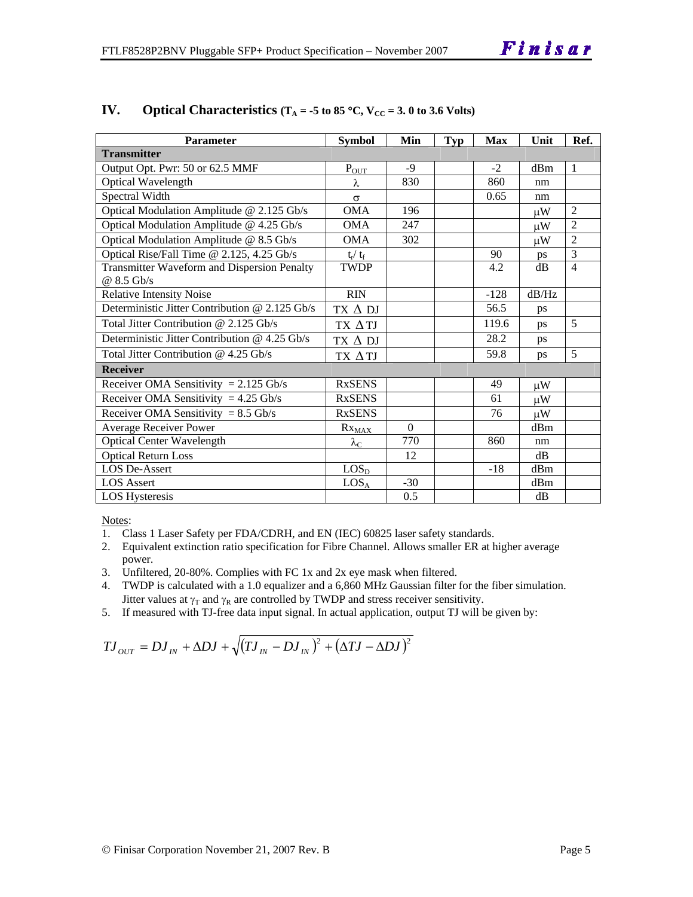## IV. Optical Characteristics ($T_A$ = -5 to 85 °C, $V_{CC}$ = 3. 0 to 3.6 Volts)

| Parameter | Symbol | Min | Typ | Max | Unit | Ref. |
|---|---|---|---|---|---|---|
| **Transmitter** | | | | | | |
| Output Opt. Pwr: 50 or 62.5 MMF | $P_{OUT}$ | -9 | | -2 | dBm | 1 |
| Optical Wavelength | $\lambda$ | 830 | | 860 | nm | |
| Spectral Width | $\sigma$ | | | 0.65 | nm | |
| Optical Modulation Amplitude @ 2.125 Gb/s | OMA | 196 | | | μW | 2 |
| Optical Modulation Amplitude @ 4.25 Gb/s | OMA | 247 | | | μW | 2 |
| Optical Modulation Amplitude @ 8.5 Gb/s | OMA | 302 | | | μW | 2 |
| Optical Rise/Fall Time @ 2.125, 4.25 Gb/s | $t_r$/ $t_f$ | | | 90 | ps | 3 |
| Transmitter Waveform and Dispersion Penalty @ 8.5 Gb/s | TWDP | | | 4.2 | dB | 4 |
| Relative Intensity Noise | RIN | | | -128 | dB/Hz | |
| Deterministic Jitter Contribution @ 2.125 Gb/s | TX Δ DJ | | | 56.5 | ps | |
| Total Jitter Contribution @ 2.125 Gb/s | TX Δ TJ | | | 119.6 | ps | 5 |
| Deterministic Jitter Contribution @ 4.25 Gb/s | TX Δ DJ | | | 28.2 | ps | |
| Total Jitter Contribution @ 4.25 Gb/s | TX Δ TJ | | | 59.8 | ps | 5 |
| **Receiver** | | | | | | |
| Receiver OMA Sensitivity = 2.125 Gb/s | RxSENS | | | 49 | μW | |
| Receiver OMA Sensitivity = 4.25 Gb/s | RxSENS | | | 61 | μW | |
| Receiver OMA Sensitivity = 8.5 Gb/s | RxSENS | | | 76 | μW | |
| Average Receiver Power | $Rx_{MAX}$ | 0 | | | dBm | |
| Optical Center Wavelength | $\lambda_C$ | 770 | | 860 | nm | |
| Optical Return Loss | | 12 | | | dB | |
| LOS De-Assert | $LOS_D$ | | | -18 | dBm | |
| LOS Assert | $LOS_A$ | -30 | | | dBm | |
| LOS Hysteresis | | 0.5 | | | dB | |

Notes:

1. Class 1 Laser Safety per FDA/CDRH, and EN (IEC) 60825 laser safety standards.
2. Equivalent extinction ratio specification for Fibre Channel. Allows smaller ER at higher average power.
3. Unfiltered, 20-80%. Complies with FC 1x and 2x eye mask when filtered.
4. TWDP is calculated with a 1.0 equalizer and a 6,860 MHz Gaussian filter for the fiber simulation. Jitter values at $\gamma_T$ and $\gamma_R$ are controlled by TWDP and stress receiver sensitivity.
5. If measured with TJ-free data input signal. In actual application, output TJ will be given by:

$$TJ_{OUT} = DJ_{IN} + \Delta DJ + \sqrt{(TJ_{IN} - DJ_{IN})^2 + (\Delta TJ - \Delta DJ)^2}$$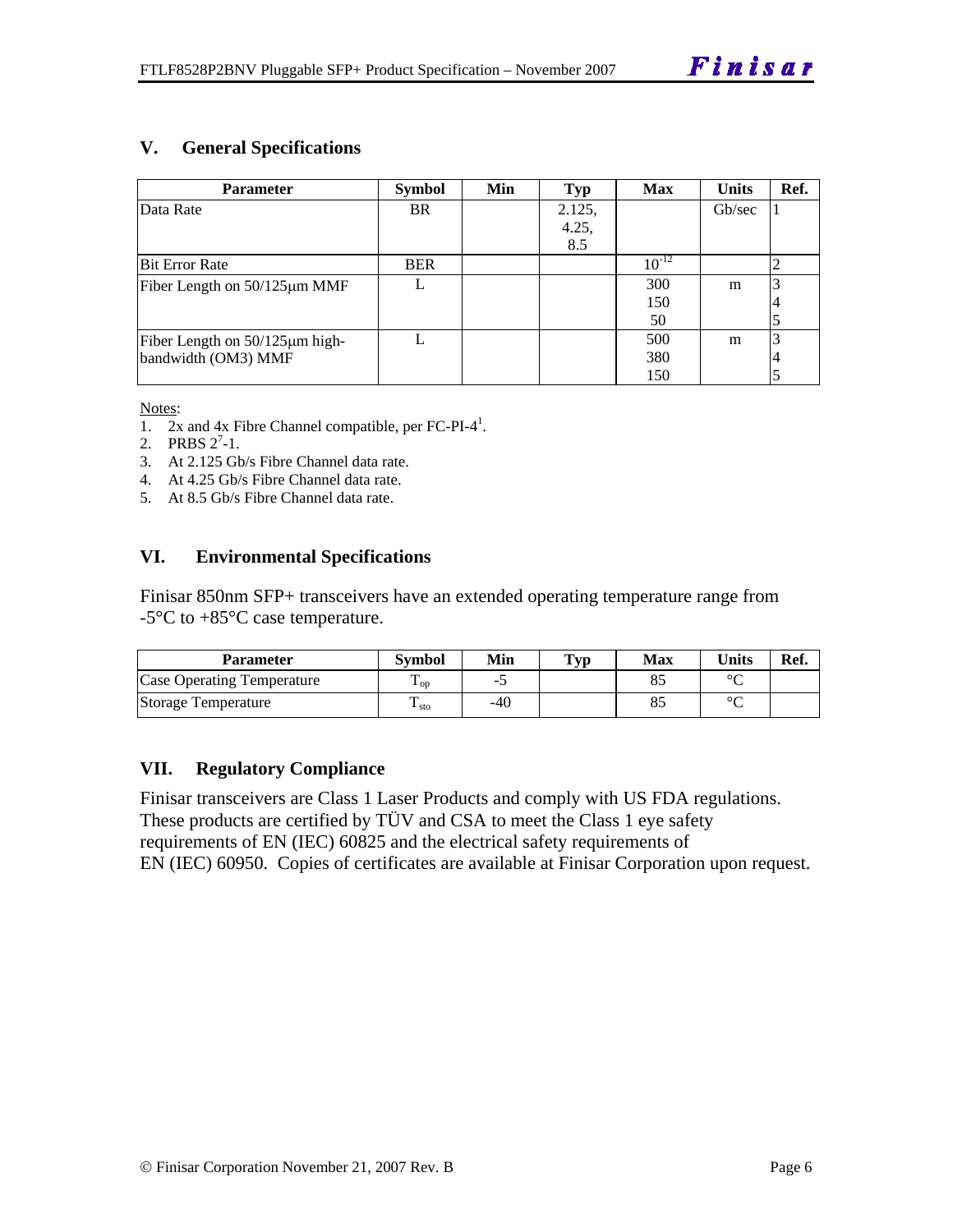## V. General Specifications

| Parameter | Symbol | Min | Typ | Max | Units | Ref. |
|---|---|---|---|---|---|---|
| Data Rate | BR | | 2.125, 4.25, 8.5 | | Gb/sec | 1 |
| Bit Error Rate | BER | | | $10^{-12}$ | | 2 |
| Fiber Length on 50/125µm MMF | L | | | 300<br>150<br>50 | m | 3<br>4<br>5 |
| Fiber Length on 50/125µm high-bandwidth (OM3) MMF | L | | | 500<br>380<br>150 | m | 3<br>4<br>5 |

Notes:

1. 2x and 4x Fibre Channel compatible, per FC-PI-4[1].
2. PRBS $2^7$-1.
3. At 2.125 Gb/s Fibre Channel data rate.
4. At 4.25 Gb/s Fibre Channel data rate.
5. At 8.5 Gb/s Fibre Channel data rate.

## VI. Environmental Specifications

Finisar 850nm SFP+ transceivers have an extended operating temperature range from -5°C to +85°C case temperature.

| Parameter | Symbol | Min | Typ | Max | Units | Ref. |
|---|---|---|---|---|---|---|
| Case Operating Temperature | $T_{op}$ | -5 | | 85 | °C | |
| Storage Temperature | $T_{sto}$ | -40 | | 85 | °C | |

## VII. Regulatory Compliance

Finisar transceivers are Class 1 Laser Products and comply with US FDA regulations. These products are certified by TÜV and CSA to meet the Class 1 eye safety requirements of EN (IEC) 60825 and the electrical safety requirements of EN (IEC) 60950. Copies of certificates are available at Finisar Corporation upon request.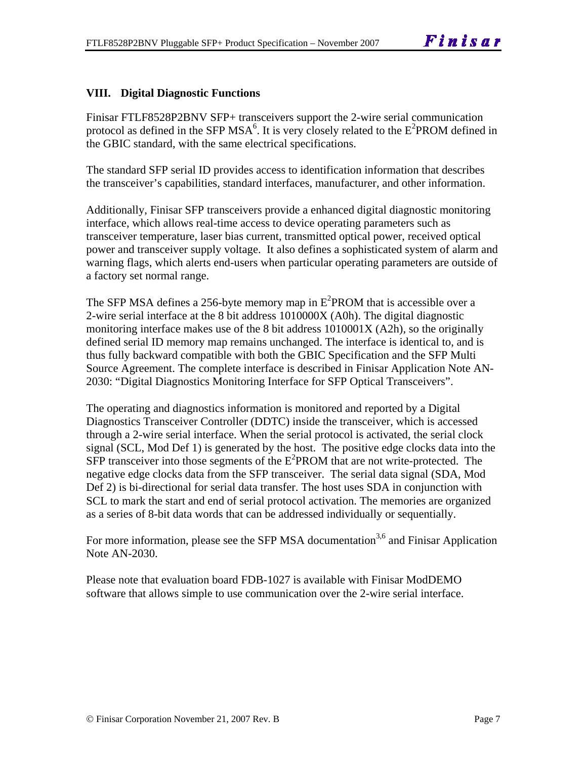## VIII. Digital Diagnostic Functions

Finisar FTLF8528P2BNV SFP+ transceivers support the 2-wire serial communication protocol as defined in the SFP MSA[6]. It is very closely related to the $E^2$PROM defined in the GBIC standard, with the same electrical specifications.

The standard SFP serial ID provides access to identification information that describes the transceiver's capabilities, standard interfaces, manufacturer, and other information.

Additionally, Finisar SFP transceivers provide a enhanced digital diagnostic monitoring interface, which allows real-time access to device operating parameters such as transceiver temperature, laser bias current, transmitted optical power, received optical power and transceiver supply voltage. It also defines a sophisticated system of alarm and warning flags, which alerts end-users when particular operating parameters are outside of a factory set normal range.

The SFP MSA defines a 256-byte memory map in $E^2$PROM that is accessible over a 2-wire serial interface at the 8 bit address 1010000X (A0h). The digital diagnostic monitoring interface makes use of the 8 bit address 1010001X (A2h), so the originally defined serial ID memory map remains unchanged. The interface is identical to, and is thus fully backward compatible with both the GBIC Specification and the SFP Multi Source Agreement. The complete interface is described in Finisar Application Note AN-2030: "Digital Diagnostics Monitoring Interface for SFP Optical Transceivers".

The operating and diagnostics information is monitored and reported by a Digital Diagnostics Transceiver Controller (DDTC) inside the transceiver, which is accessed through a 2-wire serial interface. When the serial protocol is activated, the serial clock signal (SCL, Mod Def 1) is generated by the host. The positive edge clocks data into the SFP transceiver into those segments of the $E^2$PROM that are not write-protected. The negative edge clocks data from the SFP transceiver. The serial data signal (SDA, Mod Def 2) is bi-directional for serial data transfer. The host uses SDA in conjunction with SCL to mark the start and end of serial protocol activation. The memories are organized as a series of 8-bit data words that can be addressed individually or sequentially.

For more information, please see the SFP MSA documentation[3,6] and Finisar Application Note AN-2030.

Please note that evaluation board FDB-1027 is available with Finisar ModDEMO software that allows simple to use communication over the 2-wire serial interface.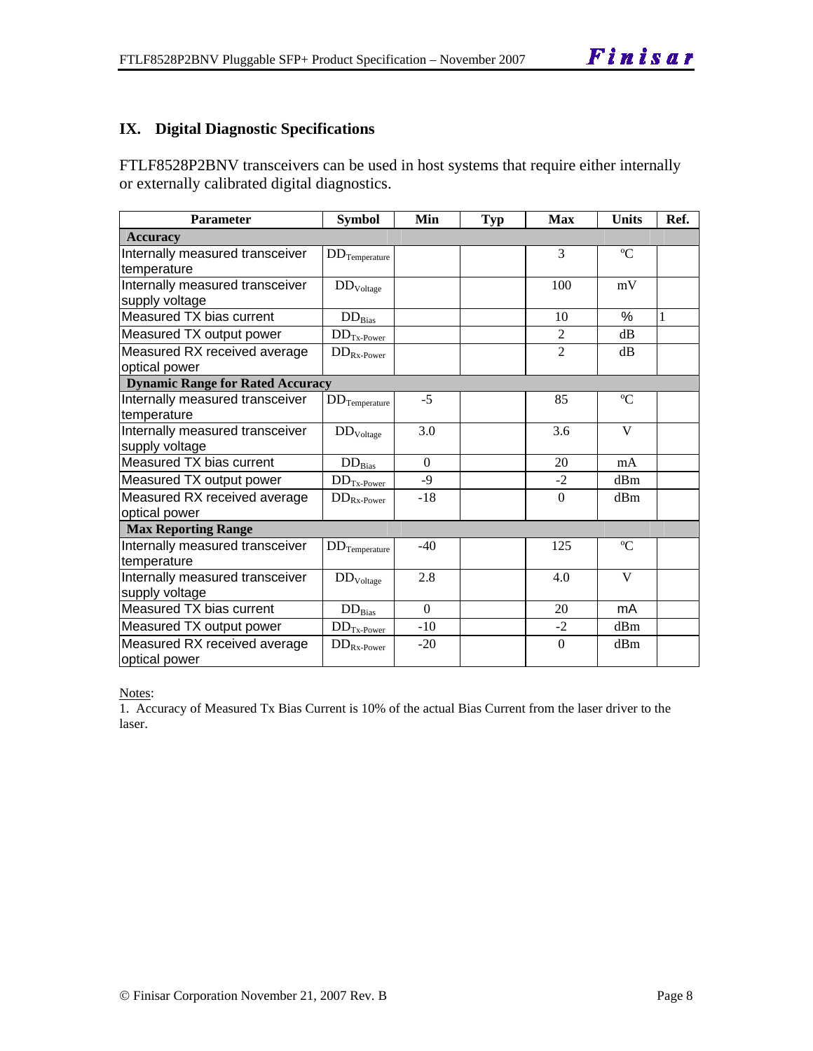## IX. Digital Diagnostic Specifications

FTLF8528P2BNV transceivers can be used in host systems that require either internally or externally calibrated digital diagnostics.

| Parameter | Symbol | Min | Typ | Max | Units | Ref. |
|---|---|---|---|---|---|---|
| **Accuracy** | | | | | | |
| Internally measured transceiver temperature | $DD_{Temperature}$ | | | 3 | ºC | |
| Internally measured transceiver supply voltage | $DD_{Voltage}$ | | | 100 | mV | |
| Measured TX bias current | $DD_{Bias}$ | | | 10 | % | 1 |
| Measured TX output power | $DD_{Tx-Power}$ | | | 2 | dB | |
| Measured RX received average optical power | $DD_{Rx-Power}$ | | | 2 | dB | |
| **Dynamic Range for Rated Accuracy** | | | | | | |
| Internally measured transceiver temperature | $DD_{Temperature}$ | -5 | | 85 | ºC | |
| Internally measured transceiver supply voltage | $DD_{Voltage}$ | 3.0 | | 3.6 | V | |
| Measured TX bias current | $DD_{Bias}$ | 0 | | 20 | mA | |
| Measured TX output power | $DD_{Tx-Power}$ | -9 | | -2 | dBm | |
| Measured RX received average optical power | $DD_{Rx-Power}$ | -18 | | 0 | dBm | |
| **Max Reporting Range** | | | | | | |
| Internally measured transceiver temperature | $DD_{Temperature}$ | -40 | | 125 | ºC | |
| Internally measured transceiver supply voltage | $DD_{Voltage}$ | 2.8 | | 4.0 | V | |
| Measured TX bias current | $DD_{Bias}$ | 0 | | 20 | mA | |
| Measured TX output power | $DD_{Tx-Power}$ | -10 | | -2 | dBm | |
| Measured RX received average optical power | $DD_{Rx-Power}$ | -20 | | 0 | dBm | |

Notes:

1. Accuracy of Measured Tx Bias Current is 10% of the actual Bias Current from the laser driver to the laser.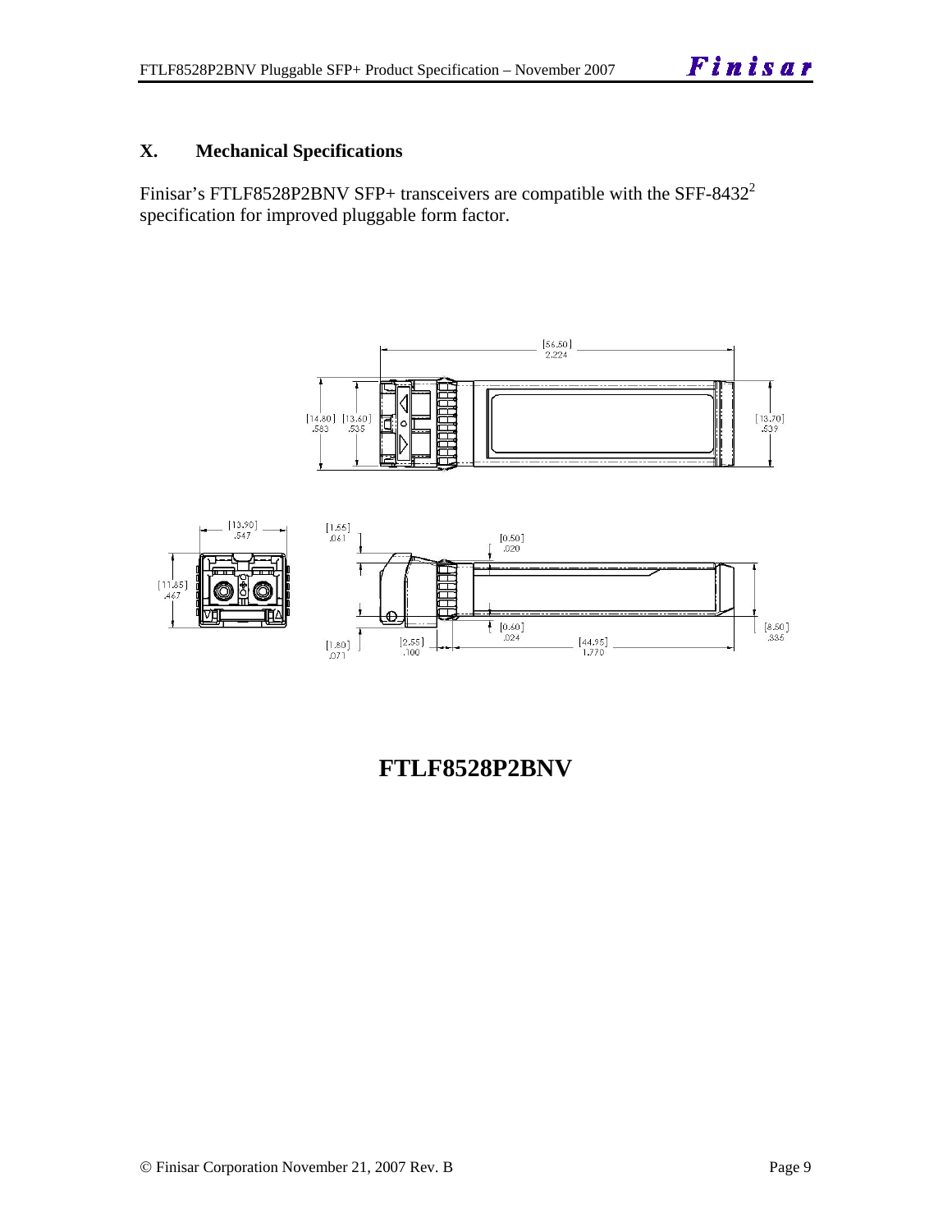## X. Mechanical Specifications

Finisar's FTLF8528P2BNV SFP+ transceivers are compatible with the SFF-8432[2] specification for improved pluggable form factor.

**FTLF8528P2BNV**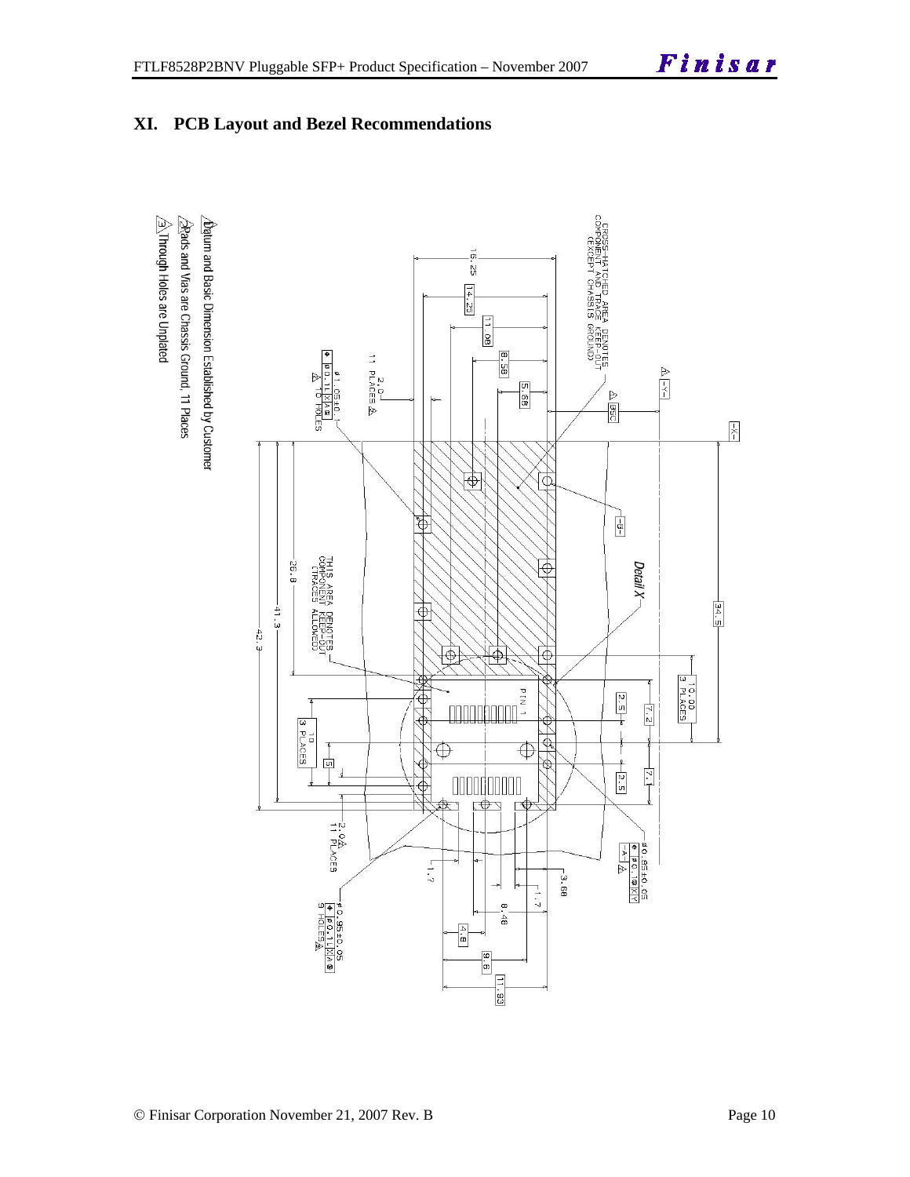# XI. PCB Layout and Bezel Recommendations

CROSS-HATCHED AREA DENOTES COMPONENT AND TRACE KEEP-OUT (EXCEPT CHASSIS GROUND)

THIS AREA DENOTES COMPONENT KEEP-OUT (TRACES ALLOWED)

Detail X

PIN 1

16.25, 14.25, 11.08, 8.58, 5.68, 34.5, 26.8, 41.3, 42.3, 10.00 3 PLACES, 10 3 PLACES, 2.5, 7.2, 7.1, 2.5, 5, 1.7, 3.68, 1.7, 8.48, 4.8, 9.6, 11.93

2.0 11 PLACES

Ø 1.05±0.1, 0.1 L X A S, 16 HOLES

Ø 0.85±0.05, 0.1 L X Y, -A-

Ø 0.85±0.05, 0.1 L X A S, 9 HOLES

-X-, -Y-, -B-, BSC

1. Datum and Basic Dimension Established by Customer
2. Pads and Vias are Chassis Ground, 11 Places
3. Through Holes are Unplated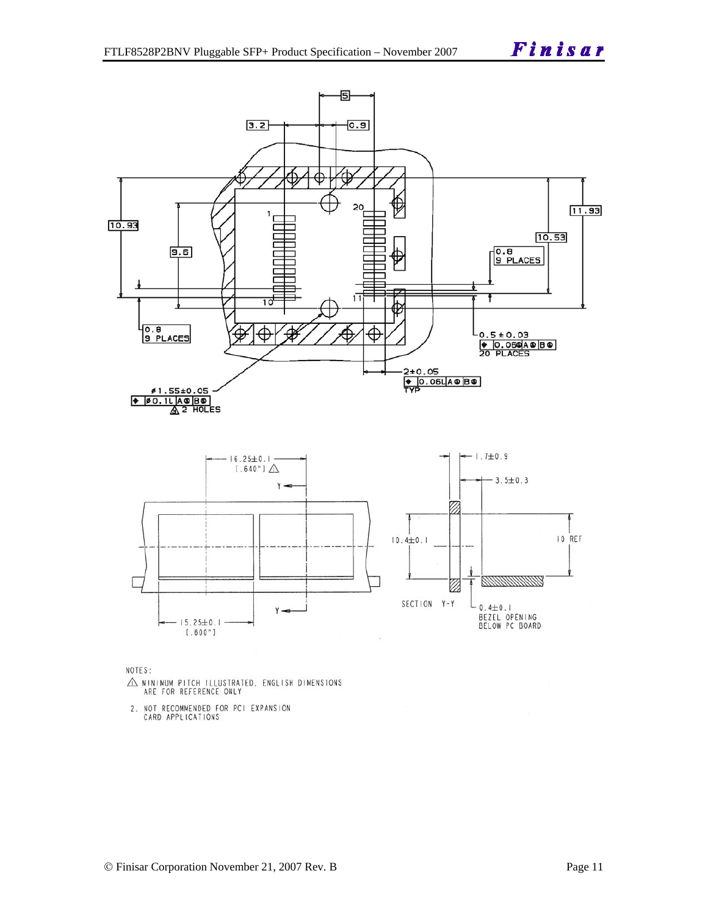NOTES:

1. MINIMUM PITCH ILLUSTRATED, ENGLISH DIMENSIONS ARE FOR REFERENCE ONLY
2. NOT RECOMMENDED FOR PCI EXPANSION CARD APPLICATIONS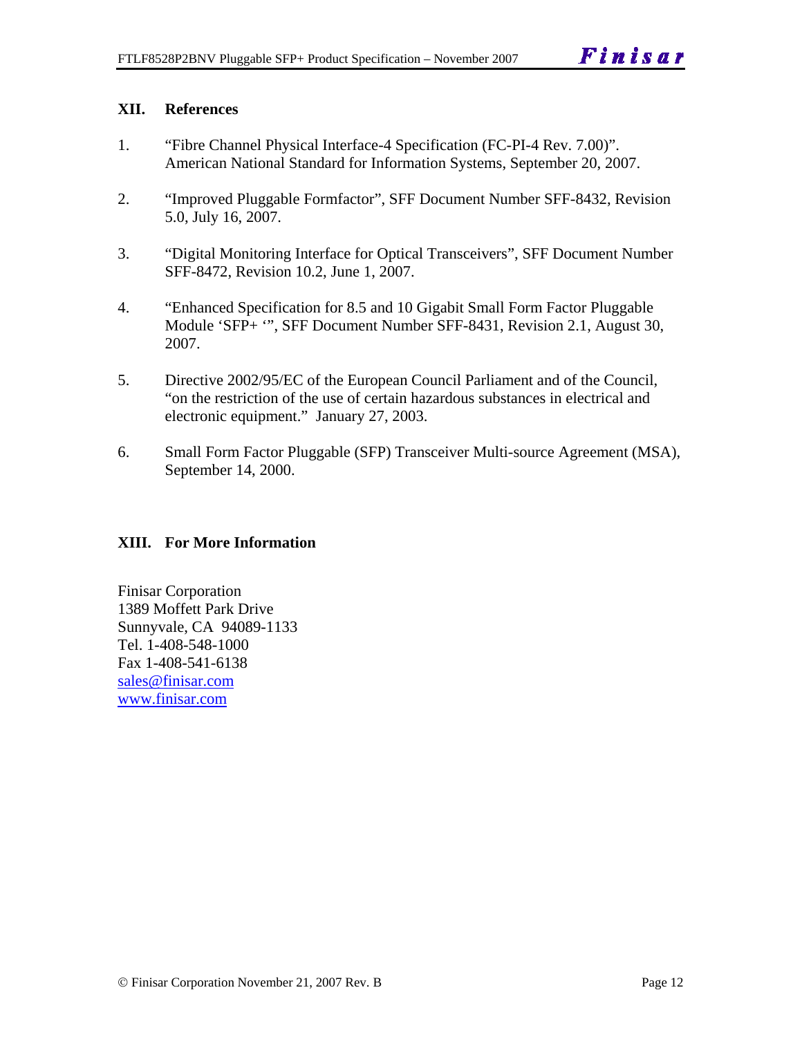## XII. References

1. "Fibre Channel Physical Interface-4 Specification (FC-PI-4 Rev. 7.00)". American National Standard for Information Systems, September 20, 2007.

2. "Improved Pluggable Formfactor", SFF Document Number SFF-8432, Revision 5.0, July 16, 2007.

3. "Digital Monitoring Interface for Optical Transceivers", SFF Document Number SFF-8472, Revision 10.2, June 1, 2007.

4. "Enhanced Specification for 8.5 and 10 Gigabit Small Form Factor Pluggable Module 'SFP+ '", SFF Document Number SFF-8431, Revision 2.1, August 30, 2007.

5. Directive 2002/95/EC of the European Council Parliament and of the Council, "on the restriction of the use of certain hazardous substances in electrical and electronic equipment." January 27, 2003.

6. Small Form Factor Pluggable (SFP) Transceiver Multi-source Agreement (MSA), September 14, 2000.

## XIII. For More Information

Finisar Corporation
1389 Moffett Park Drive
Sunnyvale, CA 94089-1133
Tel. 1-408-548-1000
Fax 1-408-541-6138
sales@finisar.com
www.finisar.com